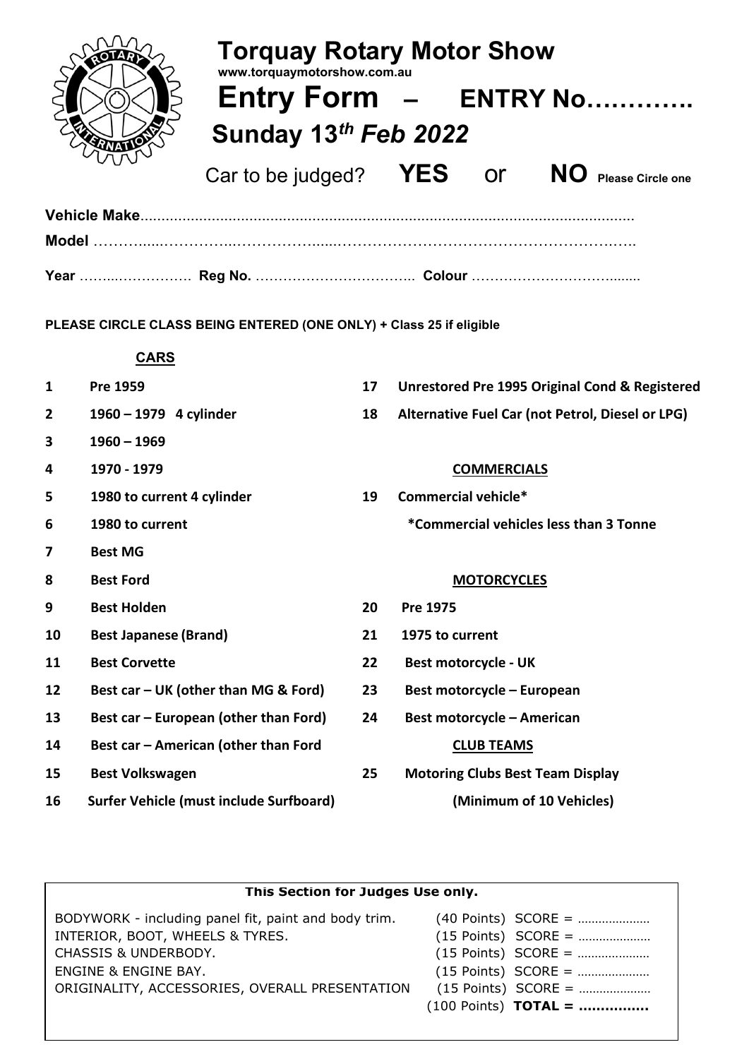# Torquay Rotary Motor Show

www.torquaymotorshow.com.au

# Entry Form – ENTRY No………….

## Sunday 13th *Feb 2022*

Car to be judged? **YES** or **NO** Please Circle one

**Vehicle Make**......................................................................................................................

**Model** ……….....…………...………………......……………………………………………………..

**Year** ……...……………. **Reg No.** …………………………….. **Colour** …………………………........

**PLEASE CIRCLE CLASS BEING ENTERED (ONE ONLY) + Class 25 if eligible**

**CARS**

1. **Pre 1959**
2. **1960 – 1979 4 cylinder**
3. **1960 – 1969**
4. **1970 - 1979**
5. **1980 to current 4 cylinder**
6. **1980 to current**
7. **Best MG**
8. **Best Ford**
9. **Best Holden**
10. **Best Japanese (Brand)**
11. **Best Corvette**
12. **Best car – UK (other than MG & Ford)**
13. **Best car – European (other than Ford)**
14. **Best car – American (other than Ford**
15. **Best Volkswagen**
16. **Surfer Vehicle (must include Surfboard)**
17. **Unrestored Pre 1995 Original Cond & Registered**
18. **Alternative Fuel Car (not Petrol, Diesel or LPG)**

**COMMERCIALS**

19. **Commercial vehicle***

**\*Commercial vehicles less than 3 Tonne**

**MOTORCYCLES**

20. **Pre 1975**
21. **1975 to current**
22. **Best motorcycle - UK**
23. **Best motorcycle – European**
24. **Best motorcycle – American**

**CLUB TEAMS**

25. **Motoring Clubs Best Team Display**

**(Minimum of 10 Vehicles)**

---

**This Section for Judges Use only.**

| | | |
|---|---|---|
| BODYWORK - including panel fit, paint and body trim. | (40 Points) | SCORE = ………………… |
| INTERIOR, BOOT, WHEELS & TYRES. | (15 Points) | SCORE = ………………… |
| CHASSIS & UNDERBODY. | (15 Points) | SCORE = ………………… |
| ENGINE & ENGINE BAY. | (15 Points) | SCORE = ………………… |
| ORIGINALITY, ACCESSORIES, OVERALL PRESENTATION | (15 Points) | SCORE = ………………… |
| | (100 Points) | **TOTAL = ……………** |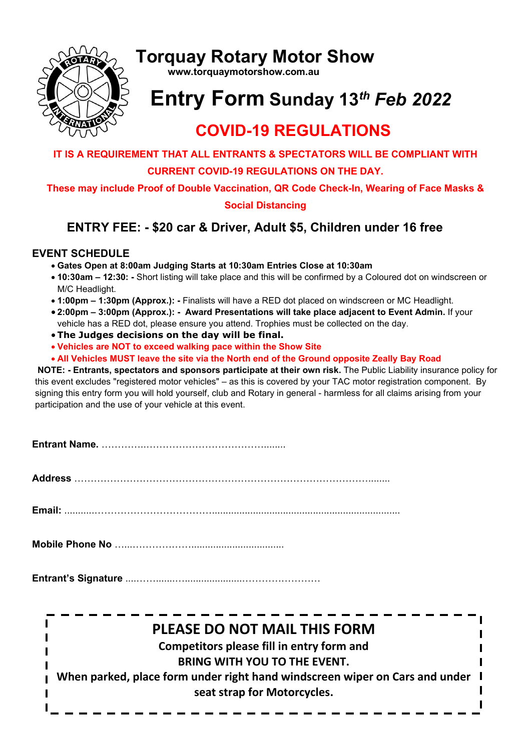# Torquay Rotary Motor Show

**www.torquaymotorshow.com.au**

# Entry Form Sunday 13$^{th}$ *Feb 2022*

## COVID-19 REGULATIONS

**IT IS A REQUIREMENT THAT ALL ENTRANTS & SPECTATORS WILL BE COMPLIANT WITH CURRENT COVID-19 REGULATIONS ON THE DAY.**

**These may include Proof of Double Vaccination, QR Code Check-In, Wearing of Face Masks & Social Distancing**

### ENTRY FEE: - $20 car & Driver, Adult $5, Children under 16 free

### EVENT SCHEDULE

- **Gates Open at 8:00am Judging Starts at 10:30am Entries Close at 10:30am**
- **10:30am – 12:30: -** Short listing will take place and this will be confirmed by a Coloured dot on windscreen or M/C Headlight.
- **1:00pm – 1:30pm (Approx.): -** Finalists will have a RED dot placed on windscreen or MC Headlight.
- **2:00pm – 3:00pm (Approx.): - Award Presentations will take place adjacent to Event Admin.** If your vehicle has a RED dot, please ensure you attend. Trophies must be collected on the day.
- **The Judges decisions on the day will be final.**
- **Vehicles are NOT to exceed walking pace within the Show Site**
- **All Vehicles MUST leave the site via the North end of the Ground opposite Zeally Bay Road**

**NOTE: - Entrants, spectators and sponsors participate at their own risk.** The Public Liability insurance policy for this event excludes "registered motor vehicles" – as this is covered by your TAC motor registration component. By signing this entry form you will hold yourself, club and Rotary in general - harmless for all claims arising from your participation and the use of your vehicle at this event.

**Entrant Name.** ……………………………………………........

**Address** ………………………………………………………………………………........

**Email:** ...........……………………………….....................................................................

**Mobile Phone No** …...……………….................................

**Entrant's Signature** ....……......…....................……………………

---

## PLEASE DO NOT MAIL THIS FORM

**Competitors please fill in entry form and**

**BRING WITH YOU TO THE EVENT.**

**When parked, place form under right hand windscreen wiper on Cars and under seat strap for Motorcycles.**